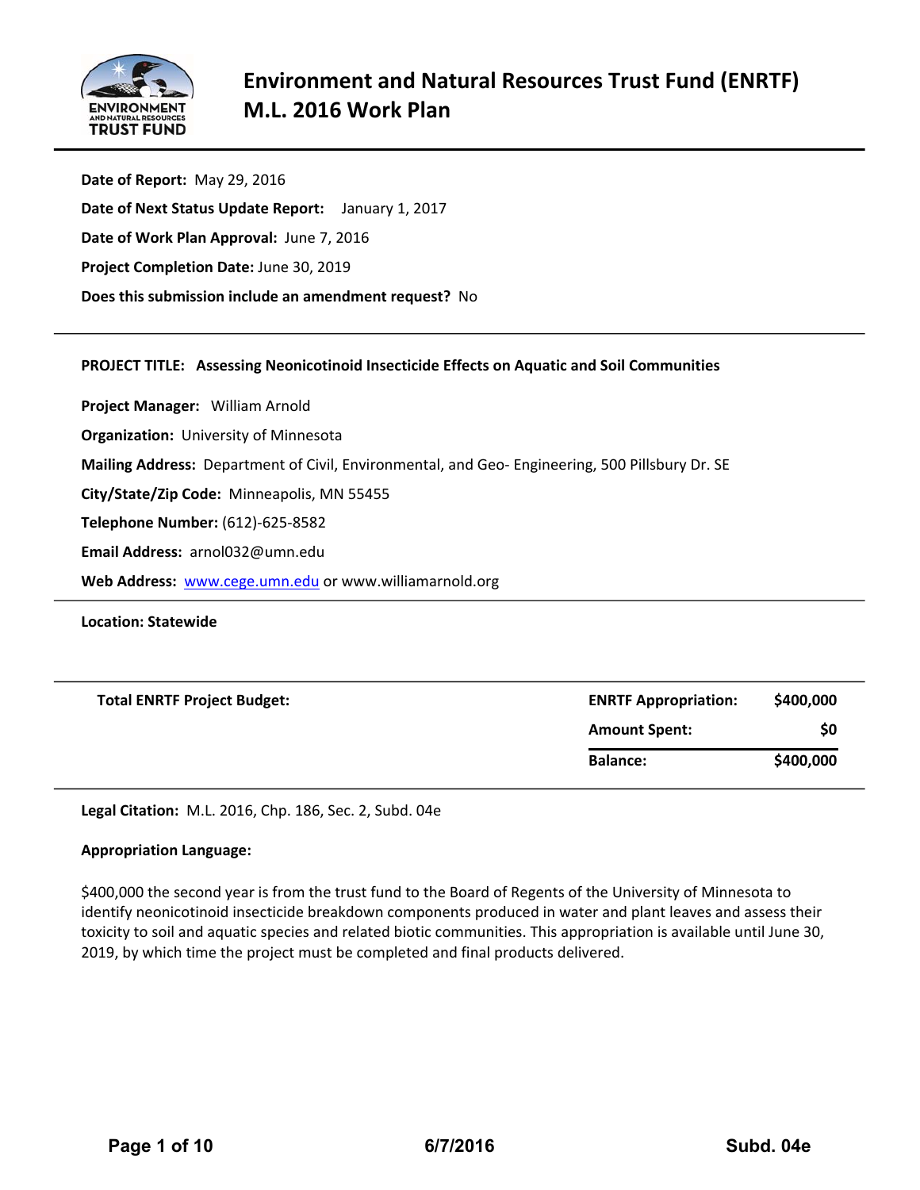# Environment and Natural Resources Trust Fund (ENRTF) M.L. 2016 Work Plan

**Date of Report:** May 29, 2016

**Date of Next Status Update Report:** January 1, 2017

**Date of Work Plan Approval:** June 7, 2016

**Project Completion Date:** June 30, 2019

**Does this submission include an amendment request?** No

---

**PROJECT TITLE: Assessing Neonicotinoid Insecticide Effects on Aquatic and Soil Communities**

**Project Manager:** William Arnold

**Organization:** University of Minnesota

**Mailing Address:** Department of Civil, Environmental, and Geo- Engineering, 500 Pillsbury Dr. SE

**City/State/Zip Code:** Minneapolis, MN 55455

**Telephone Number:** (612)-625-8582

**Email Address:** arnol032@umn.edu

**Web Address:** www.cege.umn.edu or www.williamarnold.org

---

**Location: Statewide**

---

| **Total ENRTF Project Budget:** | **ENRTF Appropriation:** | **$400,000** |
|---|---|---|
| | **Amount Spent:** | **$0** |
| | **Balance:** | **$400,000** |

---

**Legal Citation:** M.L. 2016, Chp. 186, Sec. 2, Subd. 04e

**Appropriation Language:**

$400,000 the second year is from the trust fund to the Board of Regents of the University of Minnesota to identify neonicotinoid insecticide breakdown components produced in water and plant leaves and assess their toxicity to soil and aquatic species and related biotic communities. This appropriation is available until June 30, 2019, by which time the project must be completed and final products delivered.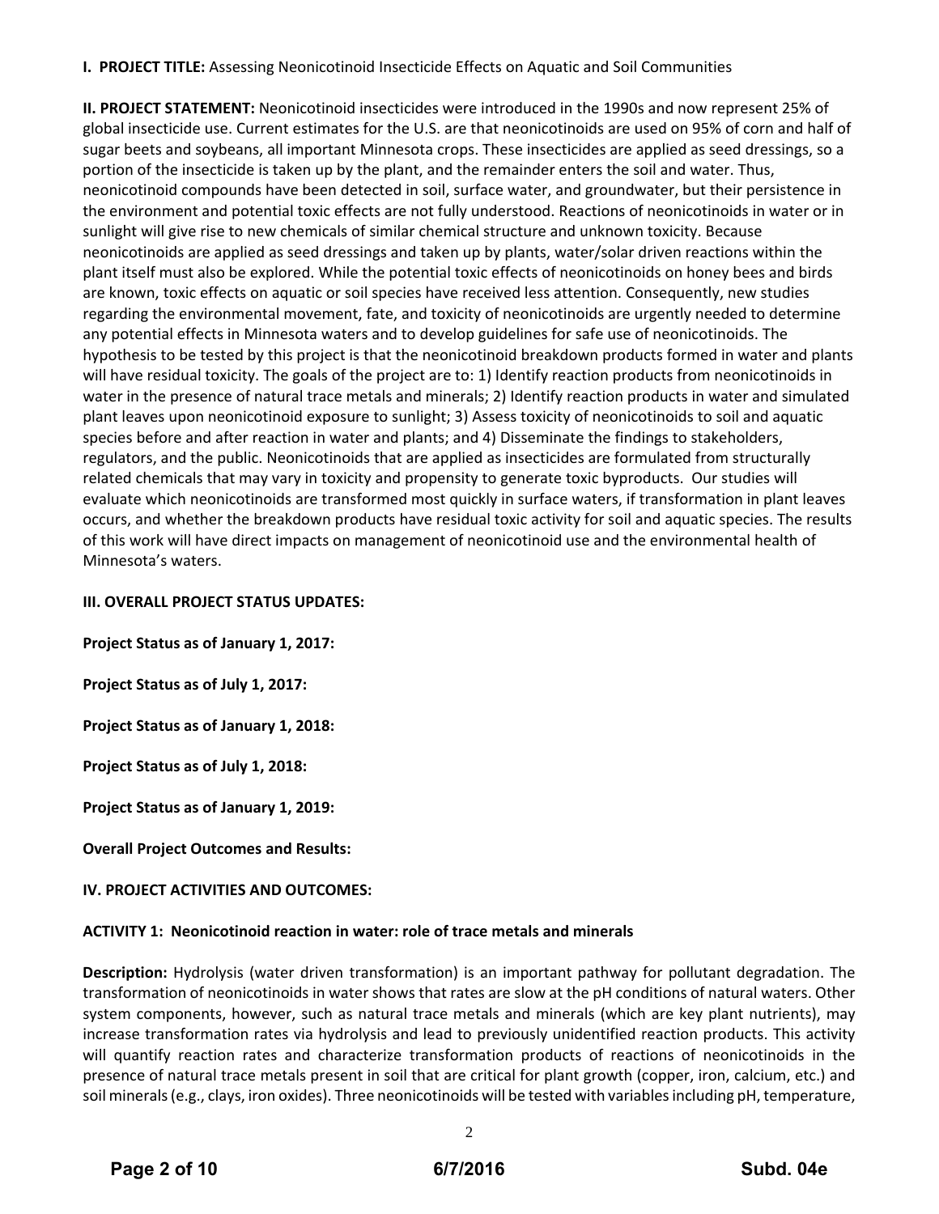**I. PROJECT TITLE:** Assessing Neonicotinoid Insecticide Effects on Aquatic and Soil Communities

**II. PROJECT STATEMENT:** Neonicotinoid insecticides were introduced in the 1990s and now represent 25% of global insecticide use. Current estimates for the U.S. are that neonicotinoids are used on 95% of corn and half of sugar beets and soybeans, all important Minnesota crops. These insecticides are applied as seed dressings, so a portion of the insecticide is taken up by the plant, and the remainder enters the soil and water. Thus, neonicotinoid compounds have been detected in soil, surface water, and groundwater, but their persistence in the environment and potential toxic effects are not fully understood. Reactions of neonicotinoids in water or in sunlight will give rise to new chemicals of similar chemical structure and unknown toxicity. Because neonicotinoids are applied as seed dressings and taken up by plants, water/solar driven reactions within the plant itself must also be explored. While the potential toxic effects of neonicotinoids on honey bees and birds are known, toxic effects on aquatic or soil species have received less attention. Consequently, new studies regarding the environmental movement, fate, and toxicity of neonicotinoids are urgently needed to determine any potential effects in Minnesota waters and to develop guidelines for safe use of neonicotinoids. The hypothesis to be tested by this project is that the neonicotinoid breakdown products formed in water and plants will have residual toxicity. The goals of the project are to: 1) Identify reaction products from neonicotinoids in water in the presence of natural trace metals and minerals; 2) Identify reaction products in water and simulated plant leaves upon neonicotinoid exposure to sunlight; 3) Assess toxicity of neonicotinoids to soil and aquatic species before and after reaction in water and plants; and 4) Disseminate the findings to stakeholders, regulators, and the public. Neonicotinoids that are applied as insecticides are formulated from structurally related chemicals that may vary in toxicity and propensity to generate toxic byproducts. Our studies will evaluate which neonicotinoids are transformed most quickly in surface waters, if transformation in plant leaves occurs, and whether the breakdown products have residual toxic activity for soil and aquatic species. The results of this work will have direct impacts on management of neonicotinoid use and the environmental health of Minnesota's waters.

**III. OVERALL PROJECT STATUS UPDATES:**

**Project Status as of January 1, 2017:**

**Project Status as of July 1, 2017:**

**Project Status as of January 1, 2018:**

**Project Status as of July 1, 2018:**

**Project Status as of January 1, 2019:**

**Overall Project Outcomes and Results:**

**IV. PROJECT ACTIVITIES AND OUTCOMES:**

**ACTIVITY 1: Neonicotinoid reaction in water: role of trace metals and minerals**

**Description:** Hydrolysis (water driven transformation) is an important pathway for pollutant degradation. The transformation of neonicotinoids in water shows that rates are slow at the pH conditions of natural waters. Other system components, however, such as natural trace metals and minerals (which are key plant nutrients), may increase transformation rates via hydrolysis and lead to previously unidentified reaction products. This activity will quantify reaction rates and characterize transformation products of reactions of neonicotinoids in the presence of natural trace metals present in soil that are critical for plant growth (copper, iron, calcium, etc.) and soil minerals (e.g., clays, iron oxides). Three neonicotinoids will be tested with variables including pH, temperature,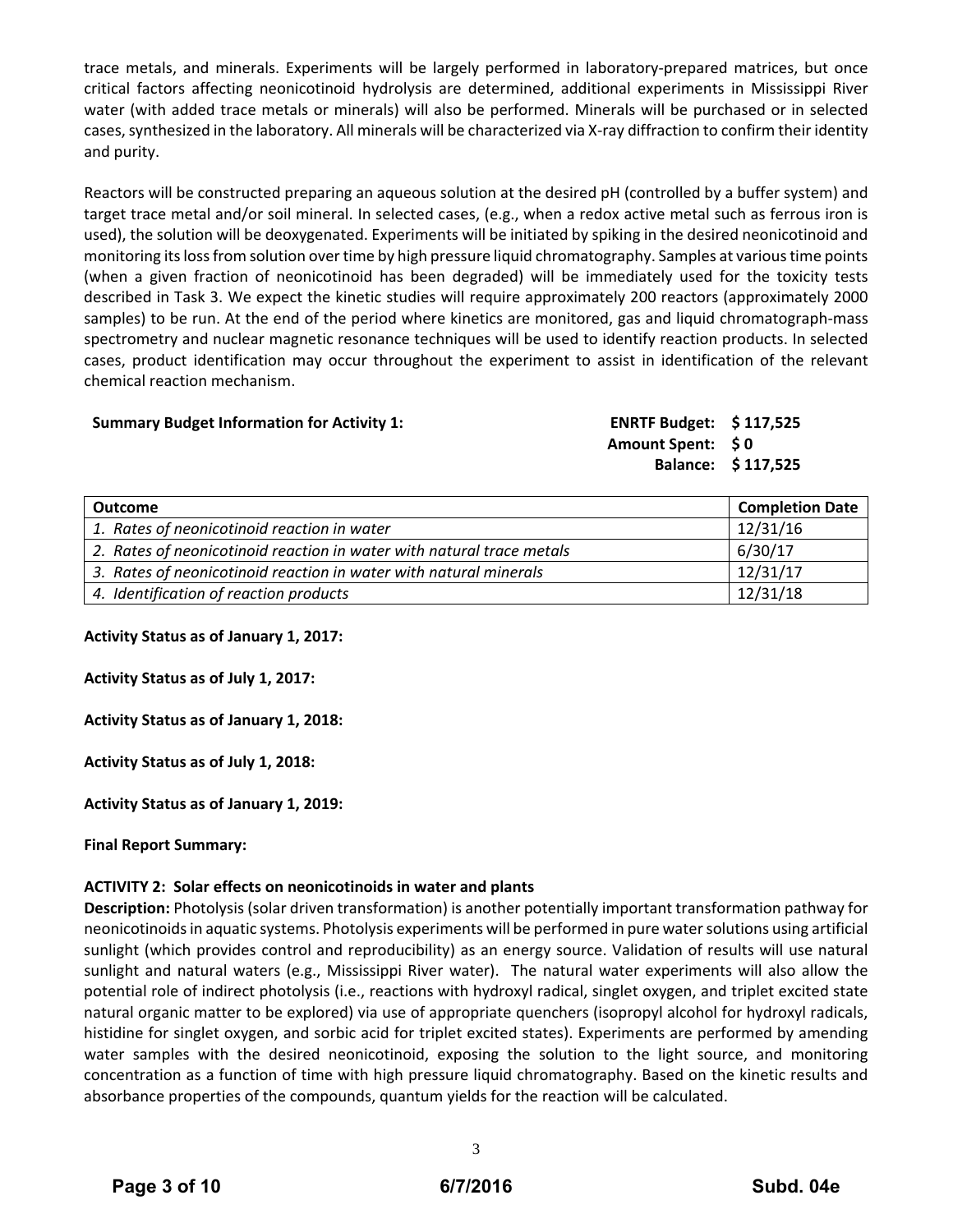trace metals, and minerals. Experiments will be largely performed in laboratory-prepared matrices, but once critical factors affecting neonicotinoid hydrolysis are determined, additional experiments in Mississippi River water (with added trace metals or minerals) will also be performed. Minerals will be purchased or in selected cases, synthesized in the laboratory. All minerals will be characterized via X-ray diffraction to confirm their identity and purity.

Reactors will be constructed preparing an aqueous solution at the desired pH (controlled by a buffer system) and target trace metal and/or soil mineral. In selected cases, (e.g., when a redox active metal such as ferrous iron is used), the solution will be deoxygenated. Experiments will be initiated by spiking in the desired neonicotinoid and monitoring its loss from solution over time by high pressure liquid chromatography. Samples at various time points (when a given fraction of neonicotinoid has been degraded) will be immediately used for the toxicity tests described in Task 3. We expect the kinetic studies will require approximately 200 reactors (approximately 2000 samples) to be run. At the end of the period where kinetics are monitored, gas and liquid chromatograph-mass spectrometry and nuclear magnetic resonance techniques will be used to identify reaction products. In selected cases, product identification may occur throughout the experiment to assist in identification of the relevant chemical reaction mechanism.

**Summary Budget Information for Activity 1:**

**ENRTF Budget: $ 117,525**
**Amount Spent: $ 0**
**Balance: $ 117,525**

| Outcome | Completion Date |
|---|---|
| *1. Rates of neonicotinoid reaction in water* | 12/31/16 |
| *2. Rates of neonicotinoid reaction in water with natural trace metals* | 6/30/17 |
| *3. Rates of neonicotinoid reaction in water with natural minerals* | 12/31/17 |
| *4. Identification of reaction products* | 12/31/18 |

**Activity Status as of January 1, 2017:**

**Activity Status as of July 1, 2017:**

**Activity Status as of January 1, 2018:**

**Activity Status as of July 1, 2018:**

**Activity Status as of January 1, 2019:**

**Final Report Summary:**

**ACTIVITY 2: Solar effects on neonicotinoids in water and plants**

**Description:** Photolysis (solar driven transformation) is another potentially important transformation pathway for neonicotinoids in aquatic systems. Photolysis experiments will be performed in pure water solutions using artificial sunlight (which provides control and reproducibility) as an energy source. Validation of results will use natural sunlight and natural waters (e.g., Mississippi River water). The natural water experiments will also allow the potential role of indirect photolysis (i.e., reactions with hydroxyl radical, singlet oxygen, and triplet excited state natural organic matter to be explored) via use of appropriate quenchers (isopropyl alcohol for hydroxyl radicals, histidine for singlet oxygen, and sorbic acid for triplet excited states). Experiments are performed by amending water samples with the desired neonicotinoid, exposing the solution to the light source, and monitoring concentration as a function of time with high pressure liquid chromatography. Based on the kinetic results and absorbance properties of the compounds, quantum yields for the reaction will be calculated.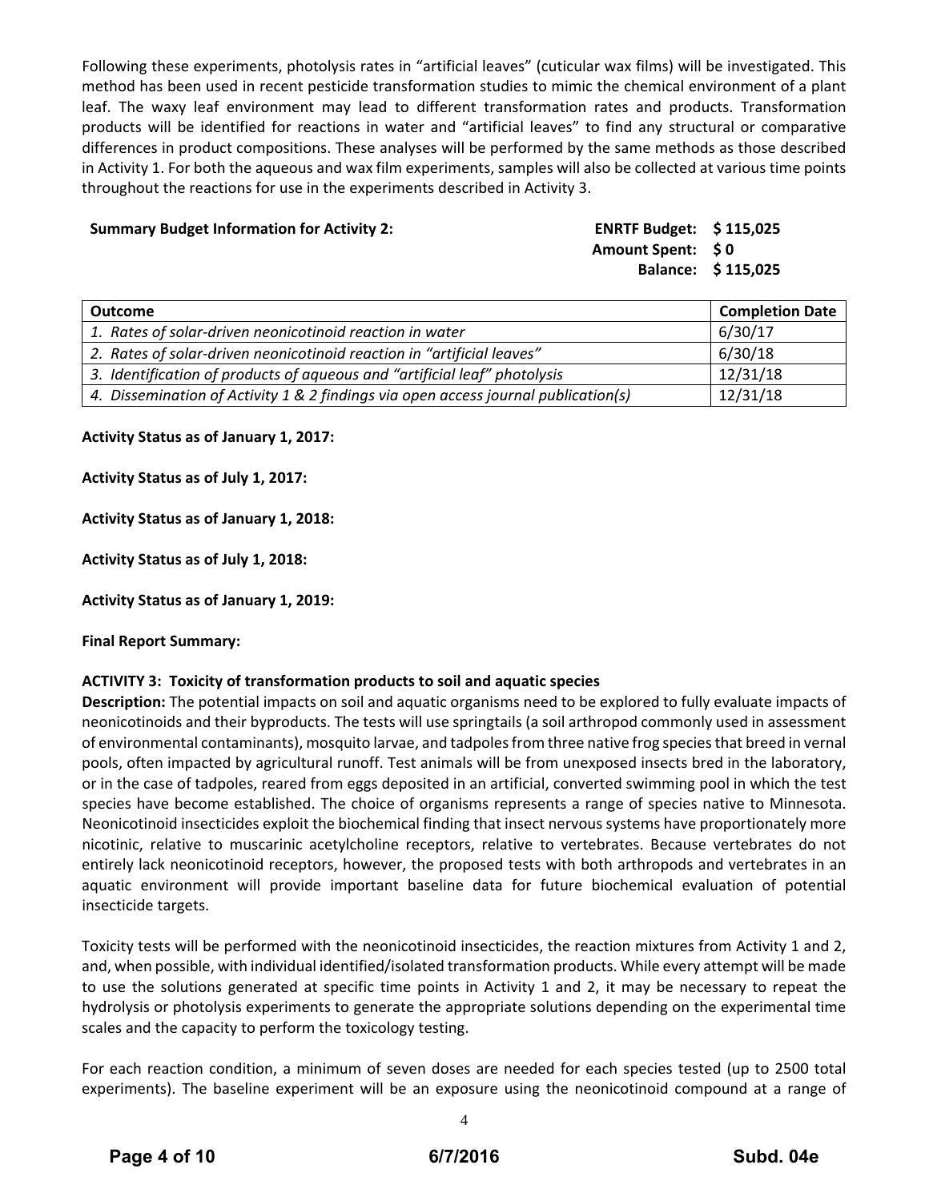Following these experiments, photolysis rates in "artificial leaves" (cuticular wax films) will be investigated. This method has been used in recent pesticide transformation studies to mimic the chemical environment of a plant leaf. The waxy leaf environment may lead to different transformation rates and products. Transformation products will be identified for reactions in water and "artificial leaves" to find any structural or comparative differences in product compositions. These analyses will be performed by the same methods as those described in Activity 1. For both the aqueous and wax film experiments, samples will also be collected at various time points throughout the reactions for use in the experiments described in Activity 3.

**Summary Budget Information for Activity 2:** **ENRTF Budget: $ 115,025**
**Amount Spent: $ 0**
**Balance: $ 115,025**

| Outcome | Completion Date |
|---|---|
| *1. Rates of solar-driven neonicotinoid reaction in water* | 6/30/17 |
| *2. Rates of solar-driven neonicotinoid reaction in "artificial leaves"* | 6/30/18 |
| *3. Identification of products of aqueous and "artificial leaf" photolysis* | 12/31/18 |
| *4. Dissemination of Activity 1 & 2 findings via open access journal publication(s)* | 12/31/18 |

**Activity Status as of January 1, 2017:**

**Activity Status as of July 1, 2017:**

**Activity Status as of January 1, 2018:**

**Activity Status as of July 1, 2018:**

**Activity Status as of January 1, 2019:**

**Final Report Summary:**

**ACTIVITY 3: Toxicity of transformation products to soil and aquatic species**

**Description:** The potential impacts on soil and aquatic organisms need to be explored to fully evaluate impacts of neonicotinoids and their byproducts. The tests will use springtails (a soil arthropod commonly used in assessment of environmental contaminants), mosquito larvae, and tadpoles from three native frog species that breed in vernal pools, often impacted by agricultural runoff. Test animals will be from unexposed insects bred in the laboratory, or in the case of tadpoles, reared from eggs deposited in an artificial, converted swimming pool in which the test species have become established. The choice of organisms represents a range of species native to Minnesota. Neonicotinoid insecticides exploit the biochemical finding that insect nervous systems have proportionately more nicotinic, relative to muscarinic acetylcholine receptors, relative to vertebrates. Because vertebrates do not entirely lack neonicotinoid receptors, however, the proposed tests with both arthropods and vertebrates in an aquatic environment will provide important baseline data for future biochemical evaluation of potential insecticide targets.

Toxicity tests will be performed with the neonicotinoid insecticides, the reaction mixtures from Activity 1 and 2, and, when possible, with individual identified/isolated transformation products. While every attempt will be made to use the solutions generated at specific time points in Activity 1 and 2, it may be necessary to repeat the hydrolysis or photolysis experiments to generate the appropriate solutions depending on the experimental time scales and the capacity to perform the toxicology testing.

For each reaction condition, a minimum of seven doses are needed for each species tested (up to 2500 total experiments). The baseline experiment will be an exposure using the neonicotinoid compound at a range of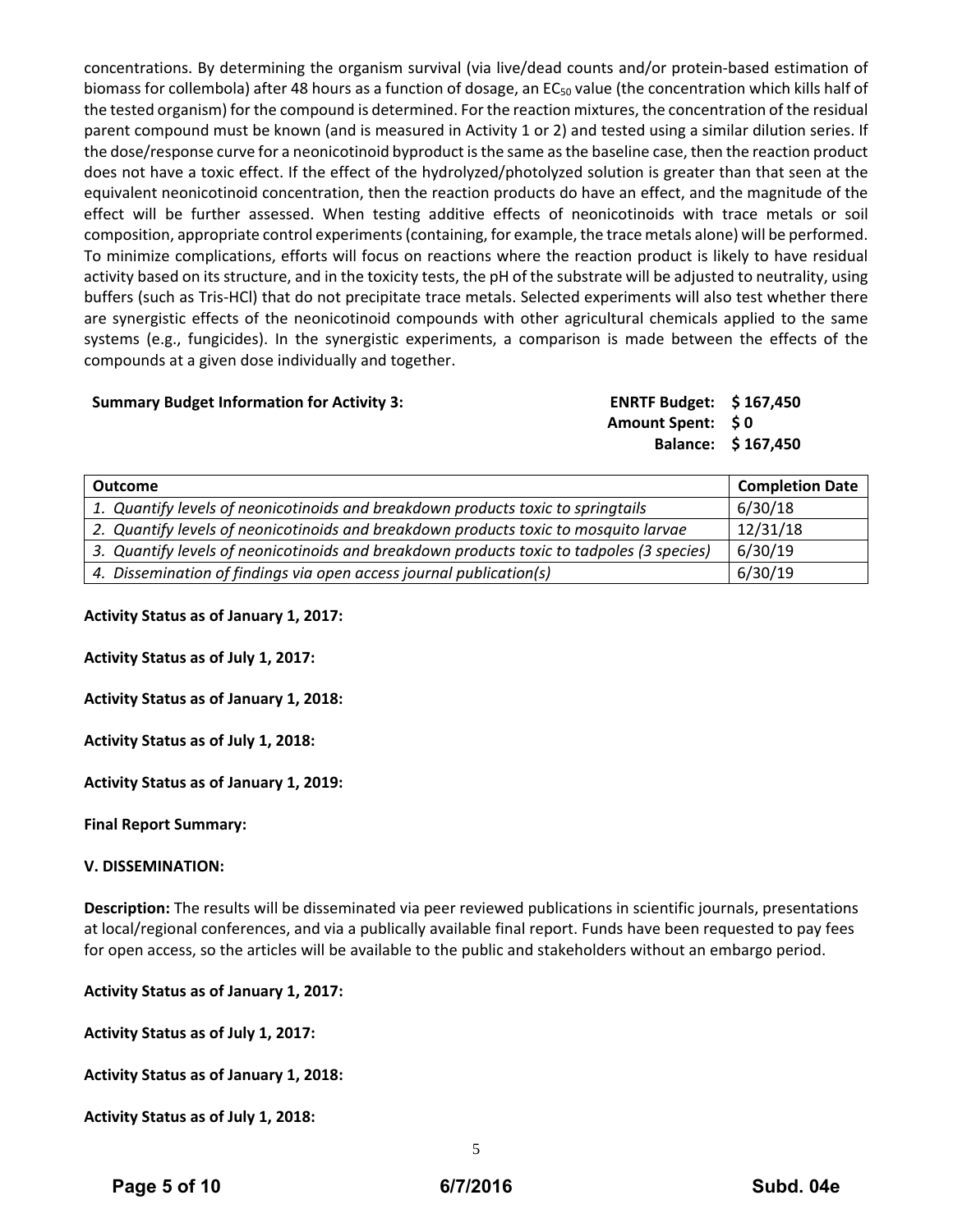concentrations. By determining the organism survival (via live/dead counts and/or protein-based estimation of biomass for collembola) after 48 hours as a function of dosage, an $EC_{50}$ value (the concentration which kills half of the tested organism) for the compound is determined. For the reaction mixtures, the concentration of the residual parent compound must be known (and is measured in Activity 1 or 2) and tested using a similar dilution series. If the dose/response curve for a neonicotinoid byproduct is the same as the baseline case, then the reaction product does not have a toxic effect. If the effect of the hydrolyzed/photolyzed solution is greater than that seen at the equivalent neonicotinoid concentration, then the reaction products do have an effect, and the magnitude of the effect will be further assessed. When testing additive effects of neonicotinoids with trace metals or soil composition, appropriate control experiments (containing, for example, the trace metals alone) will be performed. To minimize complications, efforts will focus on reactions where the reaction product is likely to have residual activity based on its structure, and in the toxicity tests, the pH of the substrate will be adjusted to neutrality, using buffers (such as Tris-HCl) that do not precipitate trace metals. Selected experiments will also test whether there are synergistic effects of the neonicotinoid compounds with other agricultural chemicals applied to the same systems (e.g., fungicides). In the synergistic experiments, a comparison is made between the effects of the compounds at a given dose individually and together.

**Summary Budget Information for Activity 3:**

**ENRTF Budget: $ 167,450**
**Amount Spent: $ 0**
**Balance: $ 167,450**

| Outcome | Completion Date |
|---|---|
| *1. Quantify levels of neonicotinoids and breakdown products toxic to springtails* | 6/30/18 |
| *2. Quantify levels of neonicotinoids and breakdown products toxic to mosquito larvae* | 12/31/18 |
| *3. Quantify levels of neonicotinoids and breakdown products toxic to tadpoles (3 species)* | 6/30/19 |
| *4. Dissemination of findings via open access journal publication(s)* | 6/30/19 |

**Activity Status as of January 1, 2017:**

**Activity Status as of July 1, 2017:**

**Activity Status as of January 1, 2018:**

**Activity Status as of July 1, 2018:**

**Activity Status as of January 1, 2019:**

**Final Report Summary:**

**V. DISSEMINATION:**

**Description:** The results will be disseminated via peer reviewed publications in scientific journals, presentations at local/regional conferences, and via a publically available final report. Funds have been requested to pay fees for open access, so the articles will be available to the public and stakeholders without an embargo period.

**Activity Status as of January 1, 2017:**

**Activity Status as of July 1, 2017:**

**Activity Status as of January 1, 2018:**

**Activity Status as of July 1, 2018:**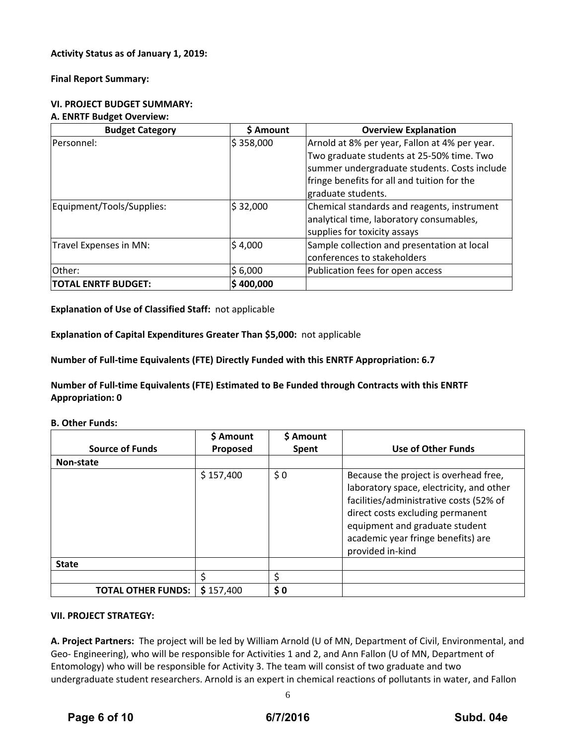**Activity Status as of January 1, 2019:**

**Final Report Summary:**

**VI. PROJECT BUDGET SUMMARY:**

**A. ENRTF Budget Overview:**

| Budget Category | $ Amount | Overview Explanation |
|---|---|---|
| Personnel: | $ 358,000 | Arnold at 8% per year, Fallon at 4% per year. Two graduate students at 25-50% time. Two summer undergraduate students. Costs include fringe benefits for all and tuition for the graduate students. |
| Equipment/Tools/Supplies: | $ 32,000 | Chemical standards and reagents, instrument analytical time, laboratory consumables, supplies for toxicity assays |
| Travel Expenses in MN: | $ 4,000 | Sample collection and presentation at local conferences to stakeholders |
| Other: | $ 6,000 | Publication fees for open access |
| **TOTAL ENRTF BUDGET:** | **$ 400,000** | |

**Explanation of Use of Classified Staff:** not applicable

**Explanation of Capital Expenditures Greater Than $5,000:** not applicable

**Number of Full-time Equivalents (FTE) Directly Funded with this ENRTF Appropriation: 6.7**

**Number of Full-time Equivalents (FTE) Estimated to Be Funded through Contracts with this ENRTF Appropriation: 0**

**B. Other Funds:**

| Source of Funds | $ Amount Proposed | $ Amount Spent | Use of Other Funds |
|---|---|---|---|
| **Non-state** | | | |
| | $ 157,400 | $ 0 | Because the project is overhead free, laboratory space, electricity, and other facilities/administrative costs (52% of direct costs excluding permanent equipment and graduate student academic year fringe benefits) are provided in-kind |
| **State** | | | |
| | $ | $ | |
| **TOTAL OTHER FUNDS:** | **$** 157,400 | **$ 0** | |

**VII. PROJECT STRATEGY:**

**A. Project Partners:** The project will be led by William Arnold (U of MN, Department of Civil, Environmental, and Geo- Engineering), who will be responsible for Activities 1 and 2, and Ann Fallon (U of MN, Department of Entomology) who will be responsible for Activity 3. The team will consist of two graduate and two undergraduate student researchers. Arnold is an expert in chemical reactions of pollutants in water, and Fallon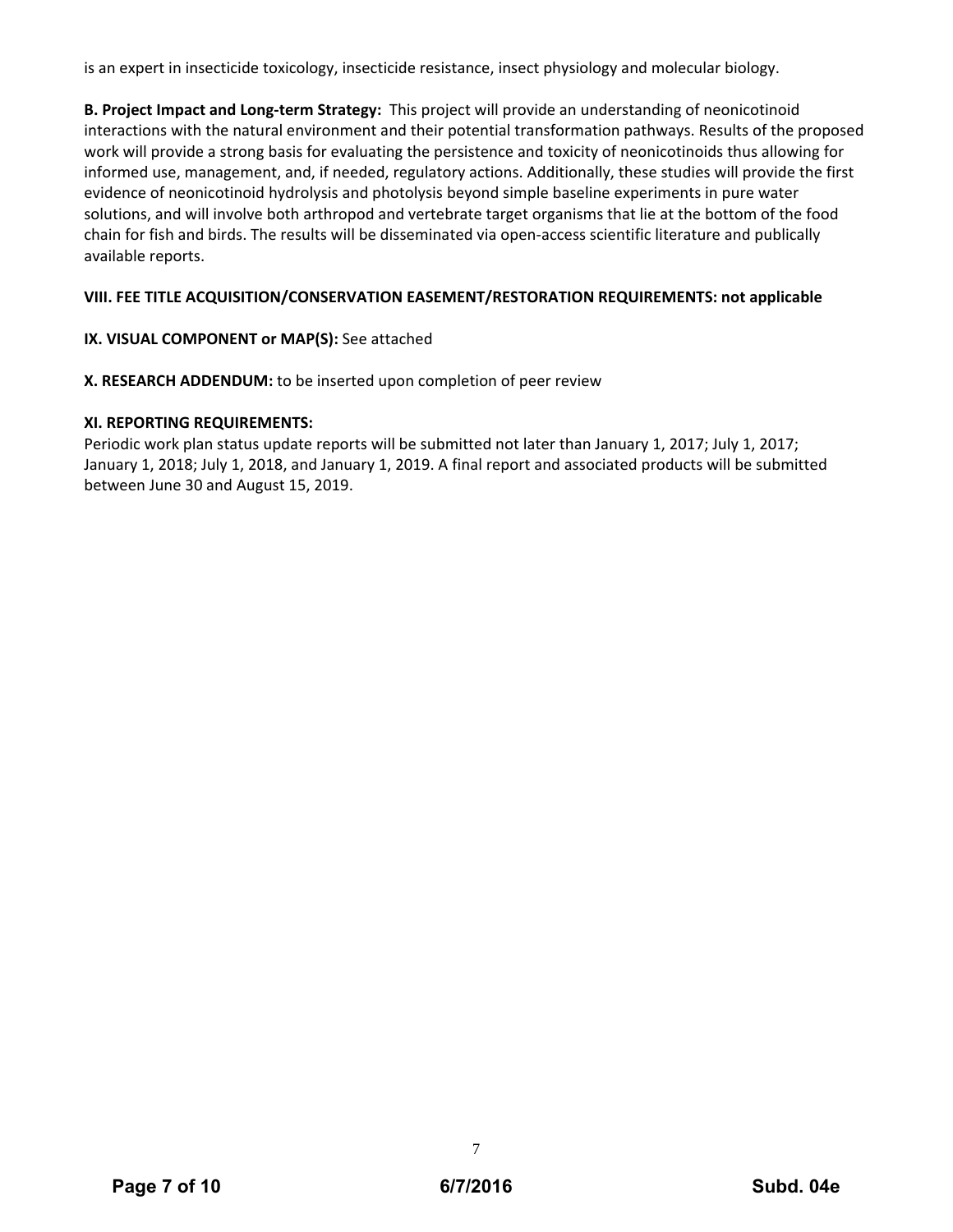is an expert in insecticide toxicology, insecticide resistance, insect physiology and molecular biology.

**B. Project Impact and Long-term Strategy:** This project will provide an understanding of neonicotinoid interactions with the natural environment and their potential transformation pathways. Results of the proposed work will provide a strong basis for evaluating the persistence and toxicity of neonicotinoids thus allowing for informed use, management, and, if needed, regulatory actions. Additionally, these studies will provide the first evidence of neonicotinoid hydrolysis and photolysis beyond simple baseline experiments in pure water solutions, and will involve both arthropod and vertebrate target organisms that lie at the bottom of the food chain for fish and birds. The results will be disseminated via open-access scientific literature and publically available reports.

**VIII. FEE TITLE ACQUISITION/CONSERVATION EASEMENT/RESTORATION REQUIREMENTS: not applicable**

**IX. VISUAL COMPONENT or MAP(S):** See attached

**X. RESEARCH ADDENDUM:** to be inserted upon completion of peer review

**XI. REPORTING REQUIREMENTS:**

Periodic work plan status update reports will be submitted not later than January 1, 2017; July 1, 2017; January 1, 2018; July 1, 2018, and January 1, 2019. A final report and associated products will be submitted between June 30 and August 15, 2019.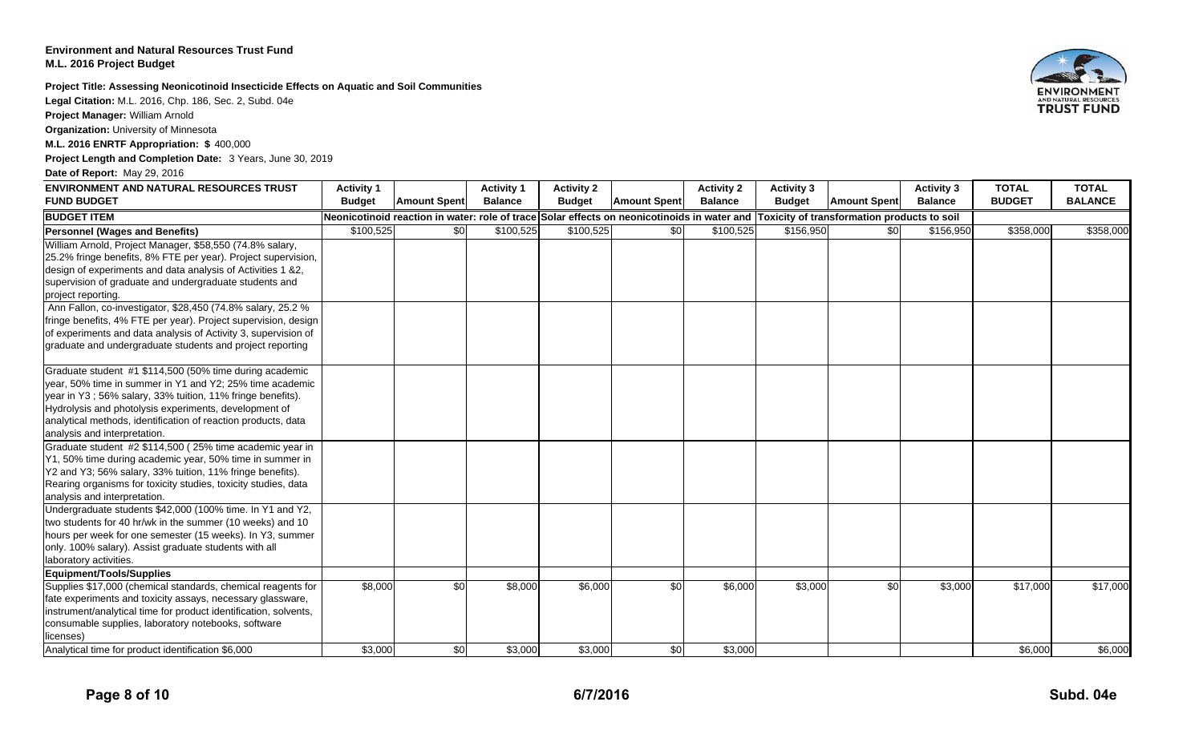**Environment and Natural Resources Trust Fund**
**M.L. 2016 Project Budget**

**Project Title: Assessing Neonicotinoid Insecticide Effects on Aquatic and Soil Communities**

**Legal Citation:** M.L. 2016, Chp. 186, Sec. 2, Subd. 04e

**Project Manager:** William Arnold

**Organization:** University of Minnesota

**M.L. 2016 ENRTF Appropriation: $** 400,000

**Project Length and Completion Date:** 3 Years, June 30, 2019

**Date of Report:** May 29, 2016

| ENVIRONMENT AND NATURAL RESOURCES TRUST FUND BUDGET | Activity 1 Budget | Amount Spent | Activity 1 Balance | Activity 2 Budget | Amount Spent | Activity 2 Balance | Activity 3 Budget | Amount Spent | Activity 3 Balance | TOTAL BUDGET | TOTAL BALANCE |
|---|---|---|---|---|---|---|---|---|---|---|---|
| **BUDGET ITEM** | Neonicotinoid reaction in water: role of trace | | | Solar effects on neonicotinoids in water and | | | Toxicity of transformation products to soil | | | | |
| **Personnel (Wages and Benefits)** | $100,525 | $0 | $100,525 | $100,525 | $0 | $100,525 | $156,950 | $0 | $156,950 | $358,000 | $358,000 |
| William Arnold, Project Manager, $58,550 (74.8% salary, 25.2% fringe benefits, 8% FTE per year). Project supervision, design of experiments and data analysis of Activities 1 &2, supervision of graduate and undergraduate students and project reporting. Ann Fallon, co-investigator, $28,450 (74.8% salary, 25.2 % fringe benefits, 4% FTE per year). Project supervision, design of experiments and data analysis of Activity 3, supervision of graduate and undergraduate students and project reporting | | | | | | | | | | | |
| Graduate student #1 $114,500 (50% time during academic year, 50% time in summer in Y1 and Y2; 25% time academic year in Y3 ; 56% salary, 33% tuition, 11% fringe benefits). Hydrolysis and photolysis experiments, development of analytical methods, identification of reaction products, data analysis and interpretation. | | | | | | | | | | | |
| Graduate student #2 $114,500 ( 25% time academic year in Y1, 50% time during academic year, 50% time in summer in Y2 and Y3; 56% salary, 33% tuition, 11% fringe benefits). Rearing organisms for toxicity studies, toxicity studies, data analysis and interpretation. | | | | | | | | | | | |
| Undergraduate students $42,000 (100% time. In Y1 and Y2, two students for 40 hr/wk in the summer (10 weeks) and 10 hours per week for one semester (15 weeks). In Y3, summer only. 100% salary). Assist graduate students with all laboratory activities. | | | | | | | | | | | |
| **Equipment/Tools/Supplies** | | | | | | | | | | | |
| Supplies $17,000 (chemical standards, chemical reagents for fate experiments and toxicity assays, necessary glassware, instrument/analytical time for product identification, solvents, consumable supplies, laboratory notebooks, software licenses) | $8,000 | $0 | $8,000 | $6,000 | $0 | $6,000 | $3,000 | $0 | $3,000 | $17,000 | $17,000 |
| Analytical time for product identification $6,000 | $3,000 | $0 | $3,000 | $3,000 | $0 | $3,000 | | | | $6,000 | $6,000 |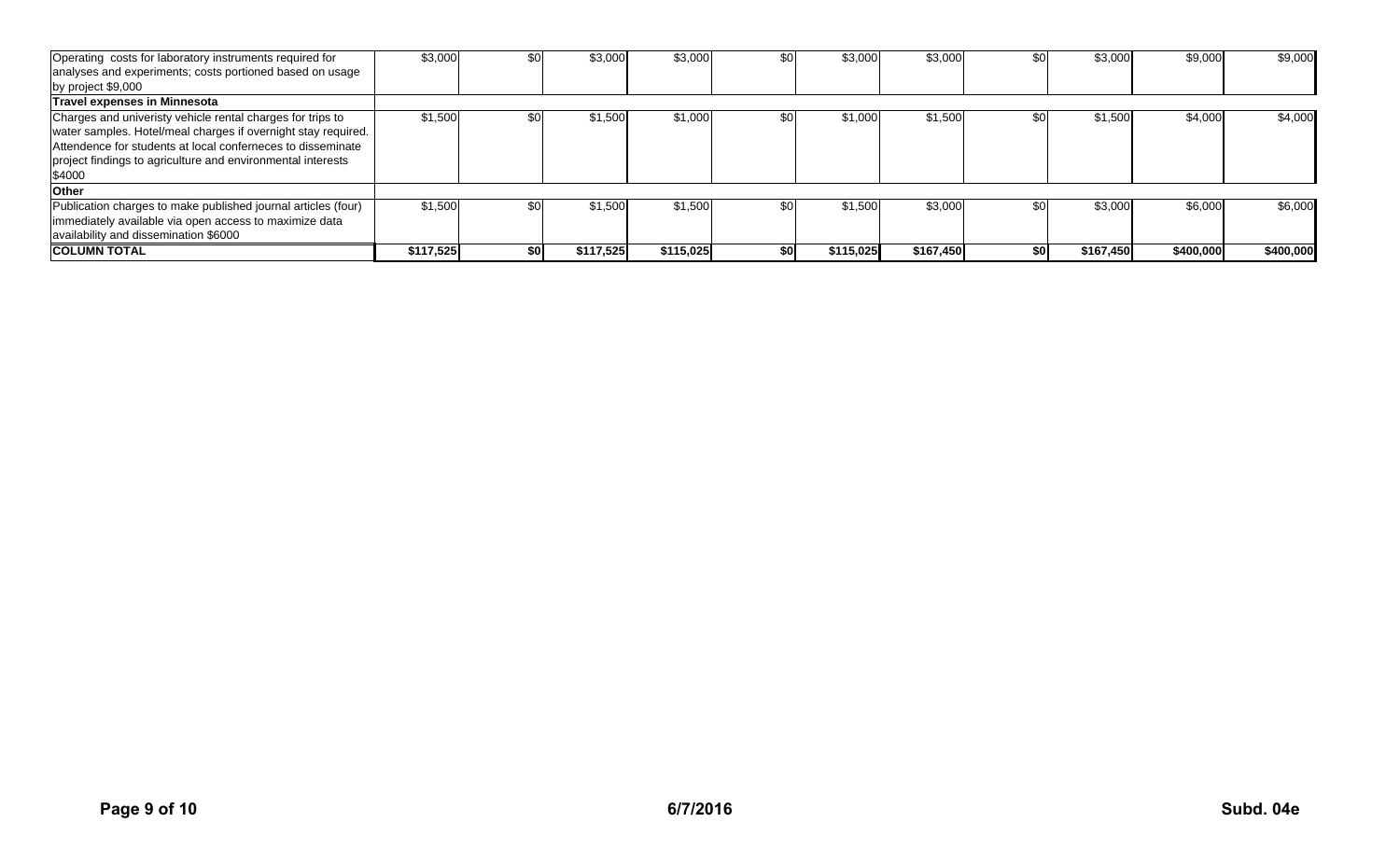| | | | | | | | | | | | |
|---|---|---|---|---|---|---|---|---|---|---|---|
| Operating costs for laboratory instruments required for analyses and experiments; costs portioned based on usage by project $9,000 | $3,000 | $0 | $3,000 | $3,000 | $0 | $3,000 | $3,000 | $0 | $3,000 | $9,000 | $9,000 |
| **Travel expenses in Minnesota** | | | | | | | | | | | |
| Charges and univeristy vehicle rental charges for trips to water samples. Hotel/meal charges if overnight stay required. Attendence for students at local conferneces to disseminate project findings to agriculture and environmental interests $4000 | $1,500 | $0 | $1,500 | $1,000 | $0 | $1,000 | $1,500 | $0 | $1,500 | $4,000 | $4,000 |
| **Other** | | | | | | | | | | | |
| Publication charges to make published journal articles (four) immediately available via open access to maximize data availability and dissemination $6000 | $1,500 | $0 | $1,500 | $1,500 | $0 | $1,500 | $3,000 | $0 | $3,000 | $6,000 | $6,000 |
| **COLUMN TOTAL** | **$117,525** | **$0** | **$117,525** | **$115,025** | **$0** | **$115,025** | **$167,450** | **$0** | **$167,450** | **$400,000** | **$400,000** |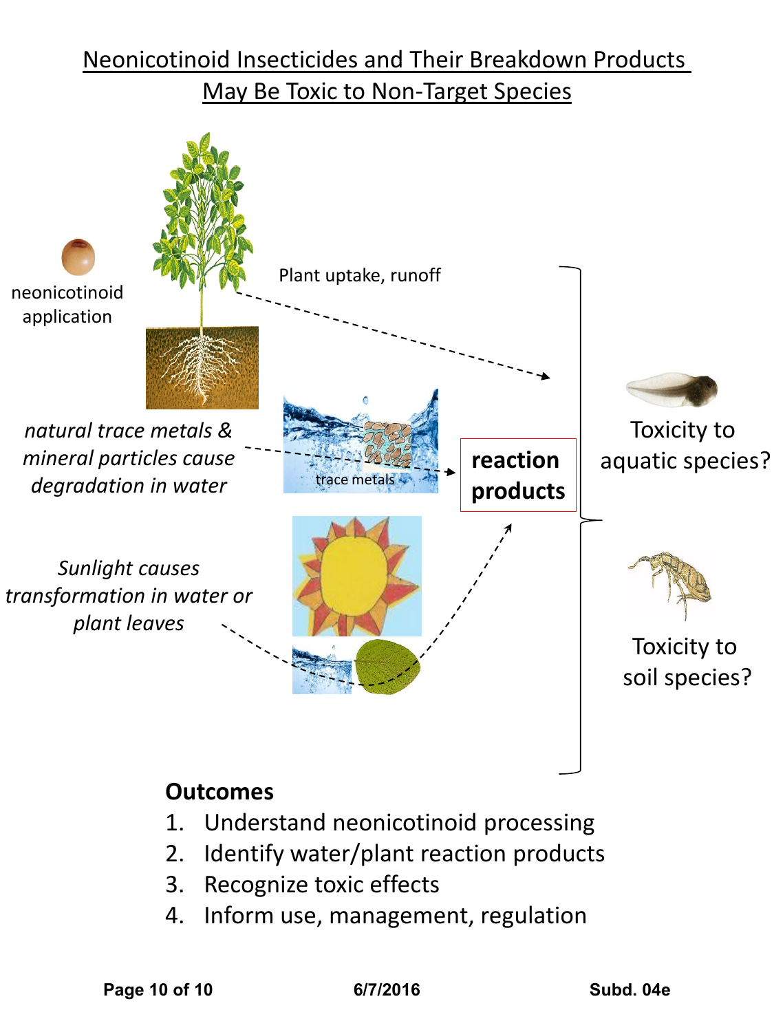# Neonicotinoid Insecticides and Their Breakdown Products May Be Toxic to Non-Target Species

neonicotinoid application

Plant uptake, runoff

*natural trace metals & mineral particles cause degradation in water*

trace metals

**reaction products**

*Sunlight causes transformation in water or plant leaves*

Toxicity to aquatic species?

Toxicity to soil species?

**Outcomes**

1. Understand neonicotinoid processing
2. Identify water/plant reaction products
3. Recognize toxic effects
4. Inform use, management, regulation

**6/7/2016** **Subd. 04e**